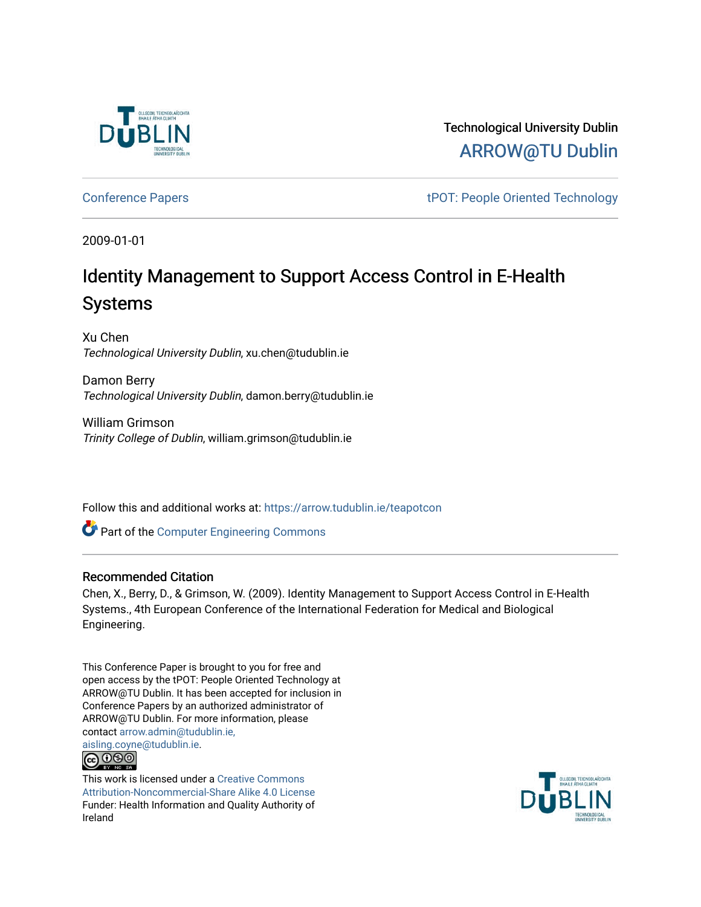Technological University Dublin

ARROW@TU Dublin

Conference Papers | tPOT: People Oriented Technology

2009-01-01

# Identity Management to Support Access Control in E-Health Systems

Xu Chen
*Technological University Dublin*, xu.chen@tudublin.ie

Damon Berry
*Technological University Dublin*, damon.berry@tudublin.ie

William Grimson
*Trinity College of Dublin*, william.grimson@tudublin.ie

Follow this and additional works at: https://arrow.tudublin.ie/teapotcon

Part of the Computer Engineering Commons

## Recommended Citation

Chen, X., Berry, D., & Grimson, W. (2009). Identity Management to Support Access Control in E-Health Systems., 4th European Conference of the International Federation for Medical and Biological Engineering.

This Conference Paper is brought to you for free and open access by the tPOT: People Oriented Technology at ARROW@TU Dublin. It has been accepted for inclusion in Conference Papers by an authorized administrator of ARROW@TU Dublin. For more information, please contact arrow.admin@tudublin.ie, aisling.coyne@tudublin.ie.

This work is licensed under a Creative Commons Attribution-Noncommercial-Share Alike 4.0 License
Funder: Health Information and Quality Authority of Ireland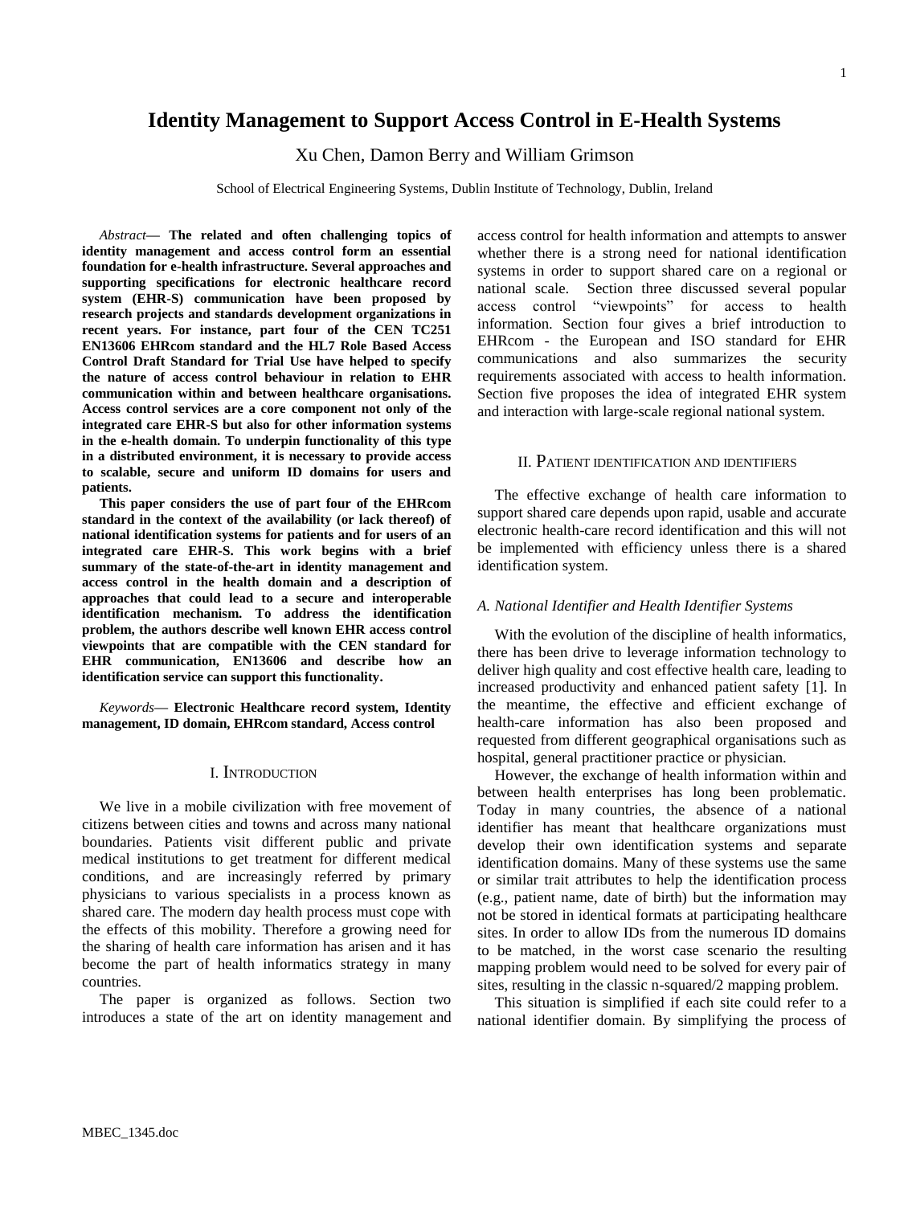// Identity Management to Support Access Control in E-Health Systems

Xu Chen, Damon Berry and William Grimson

School of Electrical Engineering Systems, Dublin Institute of Technology, Dublin, Ireland

*Abstract*— **The related and often challenging topics of identity management and access control form an essential foundation for e-health infrastructure. Several approaches and supporting specifications for electronic healthcare record system (EHR-S) communication have been proposed by research projects and standards development organizations in recent years. For instance, part four of the CEN TC251 EN13606 EHRcom standard and the HL7 Role Based Access Control Draft Standard for Trial Use have helped to specify the nature of access control behaviour in relation to EHR communication within and between healthcare organisations. Access control services are a core component not only of the integrated care EHR-S but also for other information systems in the e-health domain. To underpin functionality of this type in a distributed environment, it is necessary to provide access to scalable, secure and uniform ID domains for users and patients.**

**This paper considers the use of part four of the EHRcom standard in the context of the availability (or lack thereof) of national identification systems for patients and for users of an integrated care EHR-S. This work begins with a brief summary of the state-of-the-art in identity management and access control in the health domain and a description of approaches that could lead to a secure and interoperable identification mechanism. To address the identification problem, the authors describe well known EHR access control viewpoints that are compatible with the CEN standard for EHR communication, EN13606 and describe how an identification service can support this functionality.**

*Keywords*— **Electronic Healthcare record system, Identity management, ID domain, EHRcom standard, Access control**

## I. Introduction

We live in a mobile civilization with free movement of citizens between cities and towns and across many national boundaries. Patients visit different public and private medical institutions to get treatment for different medical conditions, and are increasingly referred by primary physicians to various specialists in a process known as shared care. The modern day health process must cope with the effects of this mobility. Therefore a growing need for the sharing of health care information has arisen and it has become the part of health informatics strategy in many countries.

The paper is organized as follows. Section two introduces a state of the art on identity management and access control for health information and attempts to answer whether there is a strong need for national identification systems in order to support shared care on a regional or national scale. Section three discussed several popular access control "viewpoints" for access to health information. Section four gives a brief introduction to EHRcom - the European and ISO standard for EHR communications and also summarizes the security requirements associated with access to health information. Section five proposes the idea of integrated EHR system and interaction with large-scale regional national system.

## II. Patient identification and identifiers

The effective exchange of health care information to support shared care depends upon rapid, usable and accurate electronic health-care record identification and this will not be implemented with efficiency unless there is a shared identification system.

### *A. National Identifier and Health Identifier Systems*

With the evolution of the discipline of health informatics, there has been drive to leverage information technology to deliver high quality and cost effective health care, leading to increased productivity and enhanced patient safety [1]. In the meantime, the effective and efficient exchange of health-care information has also been proposed and requested from different geographical organisations such as hospital, general practitioner practice or physician.

However, the exchange of health information within and between health enterprises has long been problematic. Today in many countries, the absence of a national identifier has meant that healthcare organizations must develop their own identification systems and separate identification domains. Many of these systems use the same or similar trait attributes to help the identification process (e.g., patient name, date of birth) but the information may not be stored in identical formats at participating healthcare sites. In order to allow IDs from the numerous ID domains to be matched, in the worst case scenario the resulting mapping problem would need to be solved for every pair of sites, resulting in the classic n-squared/2 mapping problem.

This situation is simplified if each site could refer to a national identifier domain. By simplifying the process of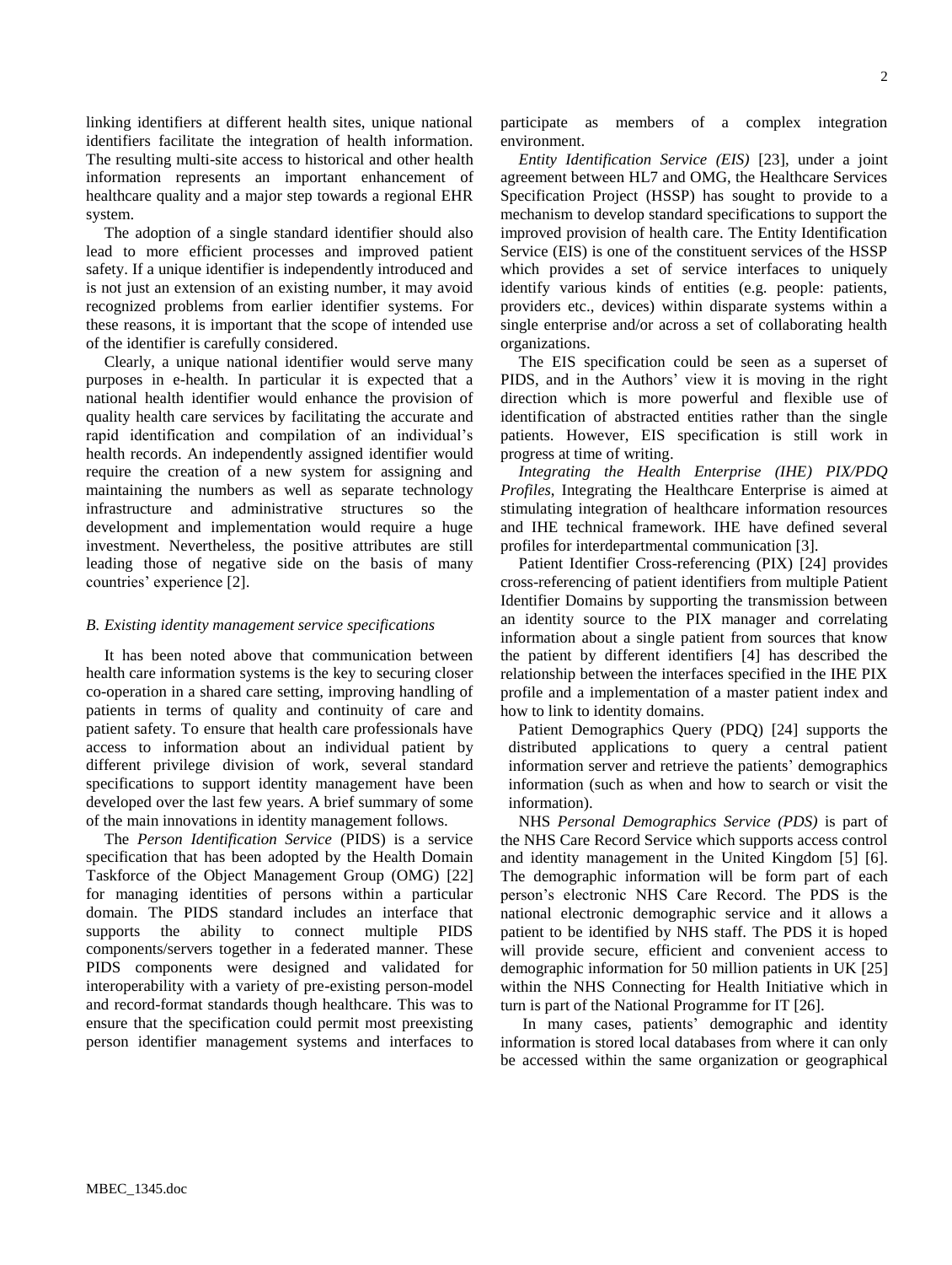linking identifiers at different health sites, unique national identifiers facilitate the integration of health information. The resulting multi-site access to historical and other health information represents an important enhancement of healthcare quality and a major step towards a regional EHR system.

The adoption of a single standard identifier should also lead to more efficient processes and improved patient safety. If a unique identifier is independently introduced and is not just an extension of an existing number, it may avoid recognized problems from earlier identifier systems. For these reasons, it is important that the scope of intended use of the identifier is carefully considered.

Clearly, a unique national identifier would serve many purposes in e-health. In particular it is expected that a national health identifier would enhance the provision of quality health care services by facilitating the accurate and rapid identification and compilation of an individual's health records. An independently assigned identifier would require the creation of a new system for assigning and maintaining the numbers as well as separate technology infrastructure and administrative structures so the development and implementation would require a huge investment. Nevertheless, the positive attributes are still leading those of negative side on the basis of many countries' experience [2].

### *B. Existing identity management service specifications*

It has been noted above that communication between health care information systems is the key to securing closer co-operation in a shared care setting, improving handling of patients in terms of quality and continuity of care and patient safety. To ensure that health care professionals have access to information about an individual patient by different privilege division of work, several standard specifications to support identity management have been developed over the last few years. A brief summary of some of the main innovations in identity management follows.

The *Person Identification Service* (PIDS) is a service specification that has been adopted by the Health Domain Taskforce of the Object Management Group (OMG) [22] for managing identities of persons within a particular domain. The PIDS standard includes an interface that supports the ability to connect multiple PIDS components/servers together in a federated manner. These PIDS components were designed and validated for interoperability with a variety of pre-existing person-model and record-format standards though healthcare. This was to ensure that the specification could permit most preexisting person identifier management systems and interfaces to participate as members of a complex integration environment.

*Entity Identification Service (EIS)* [23], under a joint agreement between HL7 and OMG, the Healthcare Services Specification Project (HSSP) has sought to provide to a mechanism to develop standard specifications to support the improved provision of health care. The Entity Identification Service (EIS) is one of the constituent services of the HSSP which provides a set of service interfaces to uniquely identify various kinds of entities (e.g. people: patients, providers etc., devices) within disparate systems within a single enterprise and/or across a set of collaborating health organizations.

The EIS specification could be seen as a superset of PIDS, and in the Authors' view it is moving in the right direction which is more powerful and flexible use of identification of abstracted entities rather than the single patients. However, EIS specification is still work in progress at time of writing.

*Integrating the Health Enterprise (IHE) PIX/PDQ Profiles*, Integrating the Healthcare Enterprise is aimed at stimulating integration of healthcare information resources and IHE technical framework. IHE have defined several profiles for interdepartmental communication [3].

Patient Identifier Cross-referencing (PIX) [24] provides cross-referencing of patient identifiers from multiple Patient Identifier Domains by supporting the transmission between an identity source to the PIX manager and correlating information about a single patient from sources that know the patient by different identifiers [4] has described the relationship between the interfaces specified in the IHE PIX profile and a implementation of a master patient index and how to link to identity domains.

Patient Demographics Query (PDQ) [24] supports the distributed applications to query a central patient information server and retrieve the patients' demographics information (such as when and how to search or visit the information).

NHS *Personal Demographics Service (PDS)* is part of the NHS Care Record Service which supports access control and identity management in the United Kingdom [5] [6]. The demographic information will be form part of each person's electronic NHS Care Record. The PDS is the national electronic demographic service and it allows a patient to be identified by NHS staff. The PDS it is hoped will provide secure, efficient and convenient access to demographic information for 50 million patients in UK [25] within the NHS Connecting for Health Initiative which in turn is part of the National Programme for IT [26].

In many cases, patients' demographic and identity information is stored local databases from where it can only be accessed within the same organization or geographical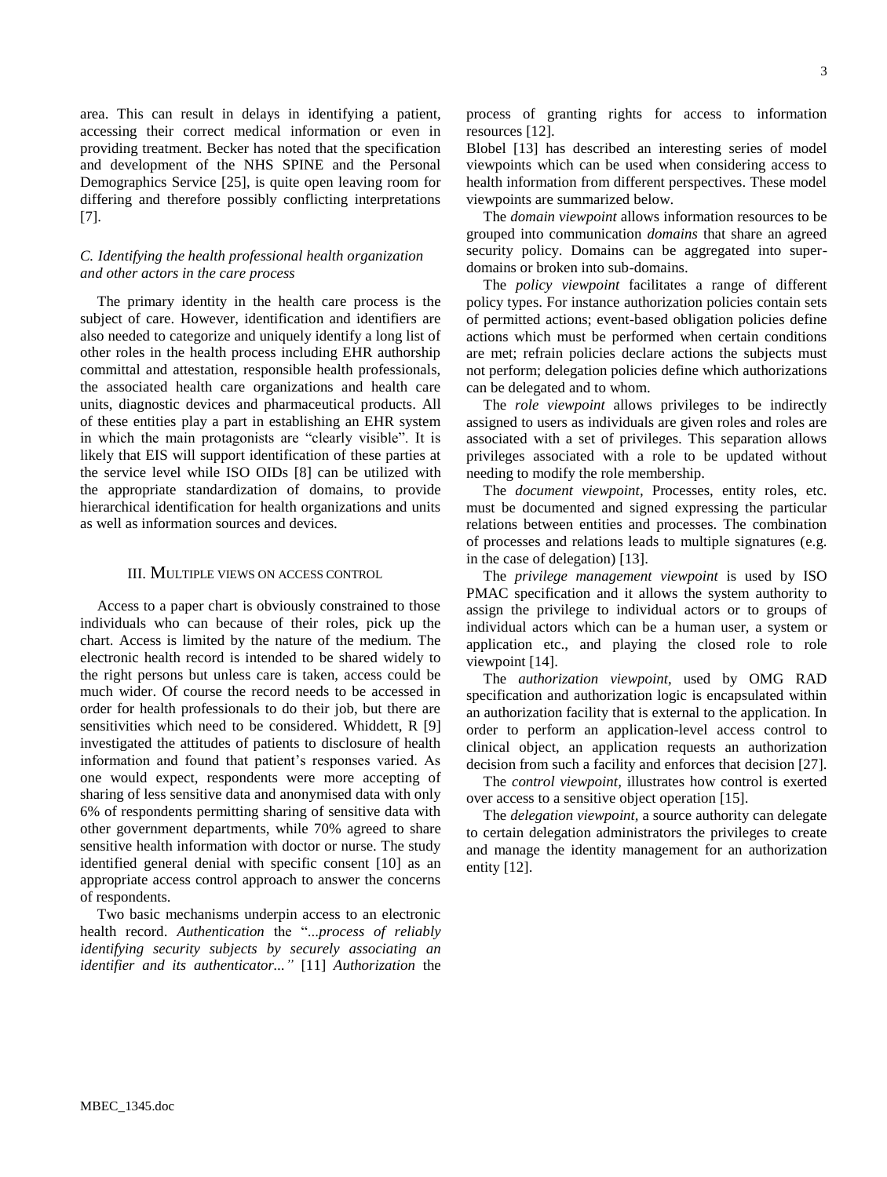area. This can result in delays in identifying a patient, accessing their correct medical information or even in providing treatment. Becker has noted that the specification and development of the NHS SPINE and the Personal Demographics Service [25], is quite open leaving room for differing and therefore possibly conflicting interpretations [7].

### *C. Identifying the health professional health organization and other actors in the care process*

The primary identity in the health care process is the subject of care. However, identification and identifiers are also needed to categorize and uniquely identify a long list of other roles in the health process including EHR authorship committal and attestation, responsible health professionals, the associated health care organizations and health care units, diagnostic devices and pharmaceutical products. All of these entities play a part in establishing an EHR system in which the main protagonists are "clearly visible". It is likely that EIS will support identification of these parties at the service level while ISO OIDs [8] can be utilized with the appropriate standardization of domains, to provide hierarchical identification for health organizations and units as well as information sources and devices.

## III. Multiple views on access control

Access to a paper chart is obviously constrained to those individuals who can because of their roles, pick up the chart. Access is limited by the nature of the medium. The electronic health record is intended to be shared widely to the right persons but unless care is taken, access could be much wider. Of course the record needs to be accessed in order for health professionals to do their job, but there are sensitivities which need to be considered. Whiddett, R [9] investigated the attitudes of patients to disclosure of health information and found that patient's responses varied. As one would expect, respondents were more accepting of sharing of less sensitive data and anonymised data with only 6% of respondents permitting sharing of sensitive data with other government departments, while 70% agreed to share sensitive health information with doctor or nurse. The study identified general denial with specific consent [10] as an appropriate access control approach to answer the concerns of respondents.

Two basic mechanisms underpin access to an electronic health record. *Authentication* the "*...process of reliably identifying security subjects by securely associating an identifier and its authenticator..."* [11] *Authorization* the process of granting rights for access to information resources [12].

Blobel [13] has described an interesting series of model viewpoints which can be used when considering access to health information from different perspectives. These model viewpoints are summarized below.

The *domain viewpoint* allows information resources to be grouped into communication *domains* that share an agreed security policy. Domains can be aggregated into super-domains or broken into sub-domains.

The *policy viewpoint* facilitates a range of different policy types. For instance authorization policies contain sets of permitted actions; event-based obligation policies define actions which must be performed when certain conditions are met; refrain policies declare actions the subjects must not perform; delegation policies define which authorizations can be delegated and to whom.

The *role viewpoint* allows privileges to be indirectly assigned to users as individuals are given roles and roles are associated with a set of privileges. This separation allows privileges associated with a role to be updated without needing to modify the role membership.

The *document viewpoint*, Processes, entity roles, etc. must be documented and signed expressing the particular relations between entities and processes. The combination of processes and relations leads to multiple signatures (e.g. in the case of delegation) [13].

The *privilege management viewpoint* is used by ISO PMAC specification and it allows the system authority to assign the privilege to individual actors or to groups of individual actors which can be a human user, a system or application etc., and playing the closed role to role viewpoint [14].

The *authorization viewpoint*, used by OMG RAD specification and authorization logic is encapsulated within an authorization facility that is external to the application. In order to perform an application-level access control to clinical object, an application requests an authorization decision from such a facility and enforces that decision [27].

The *control viewpoint*, illustrates how control is exerted over access to a sensitive object operation [15].

The *delegation viewpoint*, a source authority can delegate to certain delegation administrators the privileges to create and manage the identity management for an authorization entity [12].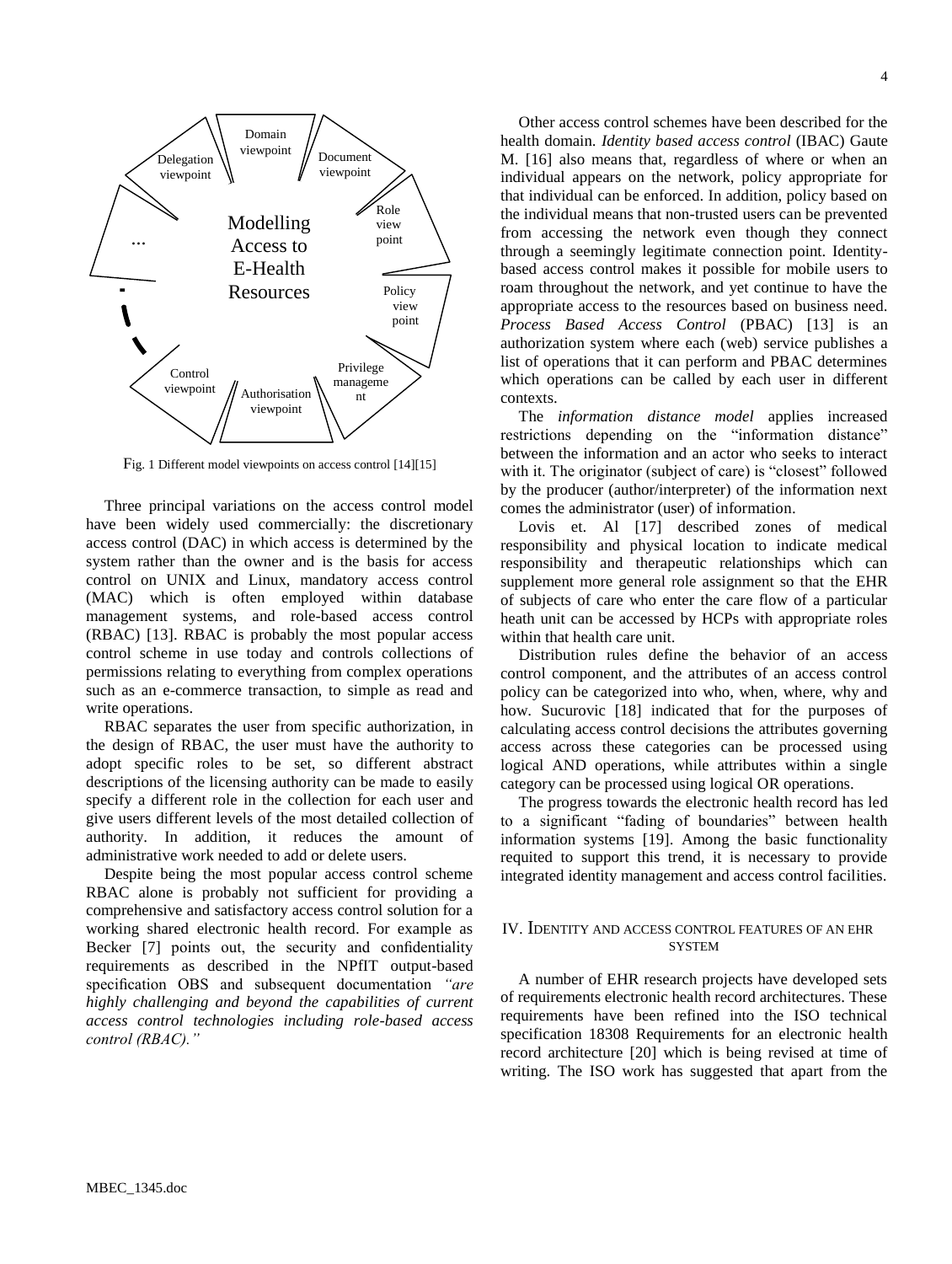Fig. 1 Different model viewpoints on access control [14][15]

Three principal variations on the access control model have been widely used commercially: the discretionary access control (DAC) in which access is determined by the system rather than the owner and is the basis for access control on UNIX and Linux, mandatory access control (MAC) which is often employed within database management systems, and role-based access control (RBAC) [13]. RBAC is probably the most popular access control scheme in use today and controls collections of permissions relating to everything from complex operations such as an e-commerce transaction, to simple as read and write operations.

RBAC separates the user from specific authorization, in the design of RBAC, the user must have the authority to adopt specific roles to be set, so different abstract descriptions of the licensing authority can be made to easily specify a different role in the collection for each user and give users different levels of the most detailed collection of authority. In addition, it reduces the amount of administrative work needed to add or delete users.

Despite being the most popular access control scheme RBAC alone is probably not sufficient for providing a comprehensive and satisfactory access control solution for a working shared electronic health record. For example as Becker [7] points out, the security and confidentiality requirements as described in the NPfIT output-based specification OBS and subsequent documentation *"are highly challenging and beyond the capabilities of current access control technologies including role-based access control (RBAC)."*

Other access control schemes have been described for the health domain. *Identity based access control* (IBAC) Gaute M. [16] also means that, regardless of where or when an individual appears on the network, policy appropriate for that individual can be enforced. In addition, policy based on the individual means that non-trusted users can be prevented from accessing the network even though they connect through a seemingly legitimate connection point. Identity-based access control makes it possible for mobile users to roam throughout the network, and yet continue to have the appropriate access to the resources based on business need. *Process Based Access Control* (PBAC) [13] is an authorization system where each (web) service publishes a list of operations that it can perform and PBAC determines which operations can be called by each user in different contexts.

The *information distance model* applies increased restrictions depending on the "information distance" between the information and an actor who seeks to interact with it. The originator (subject of care) is "closest" followed by the producer (author/interpreter) of the information next comes the administrator (user) of information.

Lovis et. Al [17] described zones of medical responsibility and physical location to indicate medical responsibility and therapeutic relationships which can supplement more general role assignment so that the EHR of subjects of care who enter the care flow of a particular heath unit can be accessed by HCPs with appropriate roles within that health care unit.

Distribution rules define the behavior of an access control component, and the attributes of an access control policy can be categorized into who, when, where, why and how. Sucurovic [18] indicated that for the purposes of calculating access control decisions the attributes governing access across these categories can be processed using logical AND operations, while attributes within a single category can be processed using logical OR operations.

The progress towards the electronic health record has led to a significant "fading of boundaries" between health information systems [19]. Among the basic functionality requited to support this trend, it is necessary to provide integrated identity management and access control facilities.

## IV. Identity and access control features of an EHR system

A number of EHR research projects have developed sets of requirements electronic health record architectures. These requirements have been refined into the ISO technical specification 18308 Requirements for an electronic health record architecture [20] which is being revised at time of writing. The ISO work has suggested that apart from the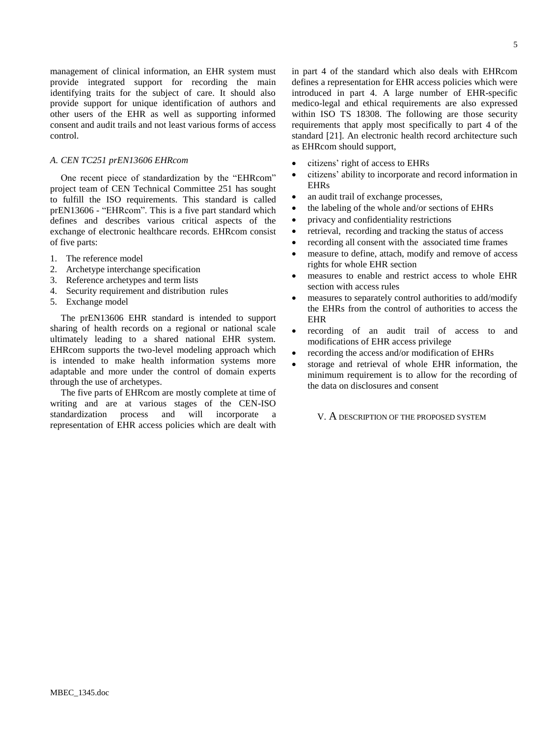management of clinical information, an EHR system must provide integrated support for recording the main identifying traits for the subject of care. It should also provide support for unique identification of authors and other users of the EHR as well as supporting informed consent and audit trails and not least various forms of access control.

### *A. CEN TC251 prEN13606 EHRcom*

One recent piece of standardization by the "EHRcom" project team of CEN Technical Committee 251 has sought to fulfill the ISO requirements. This standard is called prEN13606 - "EHRcom". This is a five part standard which defines and describes various critical aspects of the exchange of electronic healthcare records. EHRcom consist of five parts:

1. The reference model
2. Archetype interchange specification
3. Reference archetypes and term lists
4. Security requirement and distribution rules
5. Exchange model

The prEN13606 EHR standard is intended to support sharing of health records on a regional or national scale ultimately leading to a shared national EHR system. EHRcom supports the two-level modeling approach which is intended to make health information systems more adaptable and more under the control of domain experts through the use of archetypes.

The five parts of EHRcom are mostly complete at time of writing and are at various stages of the CEN-ISO standardization process and will incorporate a representation of EHR access policies which are dealt with in part 4 of the standard which also deals with EHRcom defines a representation for EHR access policies which were introduced in part 4. A large number of EHR-specific medico-legal and ethical requirements are also expressed within ISO TS 18308. The following are those security requirements that apply most specifically to part 4 of the standard [21]. An electronic health record architecture such as EHRcom should support,

- citizens' right of access to EHRs
- citizens' ability to incorporate and record information in EHRs
- an audit trail of exchange processes,
- the labeling of the whole and/or sections of EHRs
- privacy and confidentiality restrictions
- retrieval, recording and tracking the status of access
- recording all consent with the associated time frames
- measure to define, attach, modify and remove of access rights for whole EHR section
- measures to enable and restrict access to whole EHR section with access rules
- measures to separately control authorities to add/modify the EHRs from the control of authorities to access the EHR
- recording of an audit trail of access to and modifications of EHR access privilege
- recording the access and/or modification of EHRs
- storage and retrieval of whole EHR information, the minimum requirement is to allow for the recording of the data on disclosures and consent

## V. A DESCRIPTION OF THE PROPOSED SYSTEM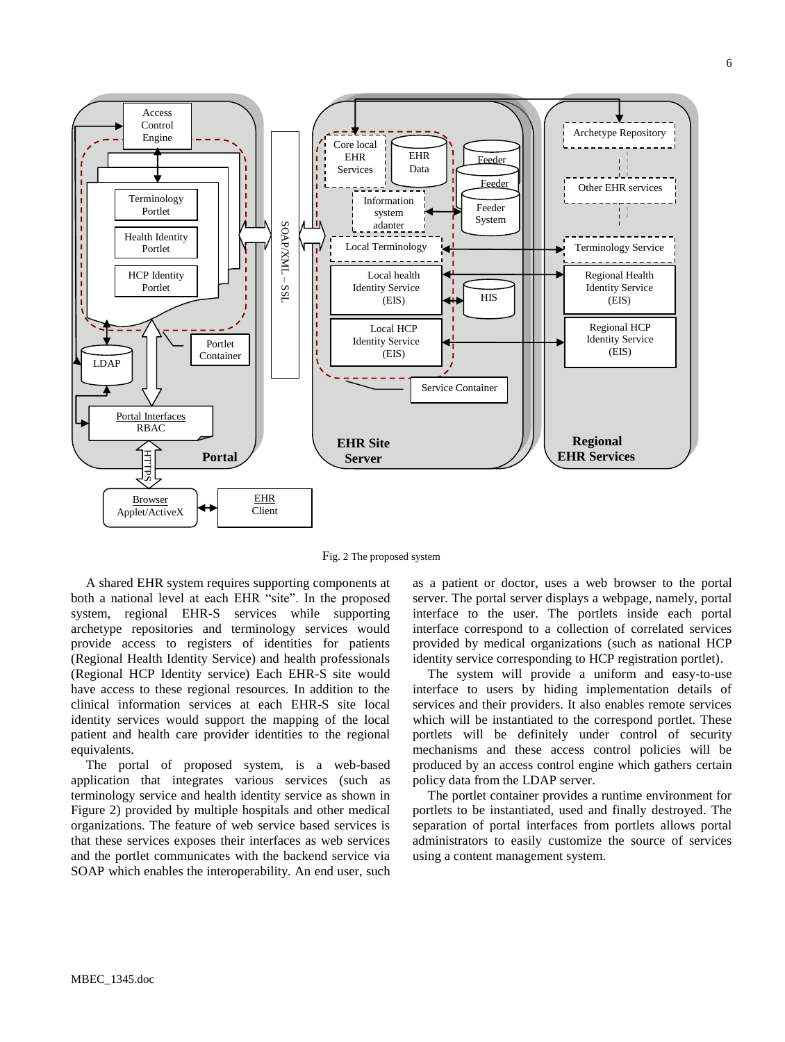Fig. 2 The proposed system

A shared EHR system requires supporting components at both a national level at each EHR "site". In the proposed system, regional EHR-S services while supporting archetype repositories and terminology services would provide access to registers of identities for patients (Regional Health Identity Service) and health professionals (Regional HCP Identity service) Each EHR-S site would have access to these regional resources. In addition to the clinical information services at each EHR-S site local identity services would support the mapping of the local patient and health care provider identities to the regional equivalents.

The portal of proposed system, is a web-based application that integrates various services (such as terminology service and health identity service as shown in Figure 2) provided by multiple hospitals and other medical organizations. The feature of web service based services is that these services exposes their interfaces as web services and the portlet communicates with the backend service via SOAP which enables the interoperability. An end user, such as a patient or doctor, uses a web browser to the portal server. The portal server displays a webpage, namely, portal interface to the user. The portlets inside each portal interface correspond to a collection of correlated services provided by medical organizations (such as national HCP identity service corresponding to HCP registration portlet).

The system will provide a uniform and easy-to-use interface to users by hiding implementation details of services and their providers. It also enables remote services which will be instantiated to the correspond portlet. These portlets will be definitely under control of security mechanisms and these access control policies will be produced by an access control engine which gathers certain policy data from the LDAP server.

The portlet container provides a runtime environment for portlets to be instantiated, used and finally destroyed. The separation of portal interfaces from portlets allows portal administrators to easily customize the source of services using a content management system.

MBEC_1345.doc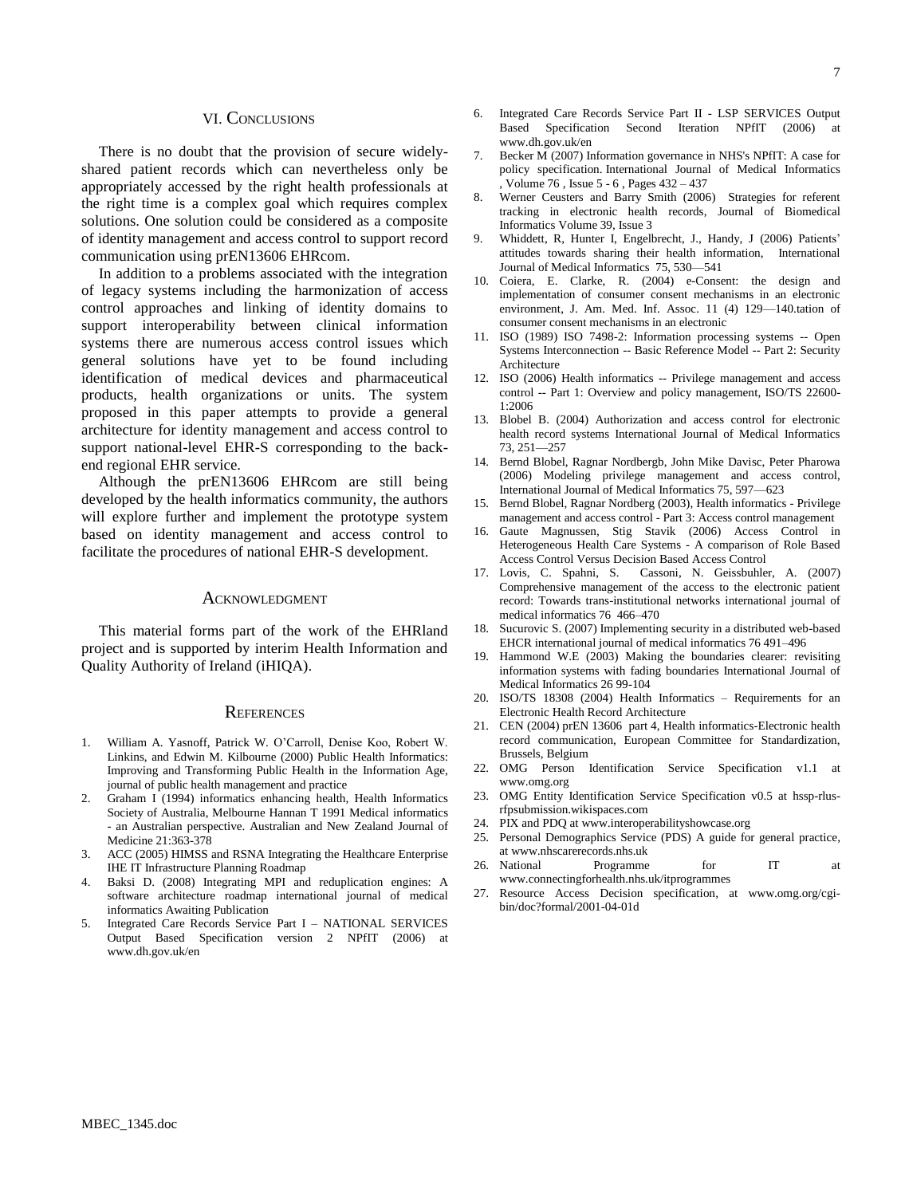## VI. Conclusions

There is no doubt that the provision of secure widely-shared patient records which can nevertheless only be appropriately accessed by the right health professionals at the right time is a complex goal which requires complex solutions. One solution could be considered as a composite of identity management and access control to support record communication using prEN13606 EHRcom.

In addition to a problems associated with the integration of legacy systems including the harmonization of access control approaches and linking of identity domains to support interoperability between clinical information systems there are numerous access control issues which general solutions have yet to be found including identification of medical devices and pharmaceutical products, health organizations or units. The system proposed in this paper attempts to provide a general architecture for identity management and access control to support national-level EHR-S corresponding to the back-end regional EHR service.

Although the prEN13606 EHRcom are still being developed by the health informatics community, the authors will explore further and implement the prototype system based on identity management and access control to facilitate the procedures of national EHR-S development.

## Acknowledgment

This material forms part of the work of the EHRland project and is supported by interim Health Information and Quality Authority of Ireland (iHIQA).

## References

1. William A. Yasnoff, Patrick W. O'Carroll, Denise Koo, Robert W. Linkins, and Edwin M. Kilbourne (2000) Public Health Informatics: Improving and Transforming Public Health in the Information Age, journal of public health management and practice
2. Graham I (1994) informatics enhancing health, Health Informatics Society of Australia, Melbourne Hannan T 1991 Medical informatics - an Australian perspective. Australian and New Zealand Journal of Medicine 21:363-378
3. ACC (2005) HIMSS and RSNA Integrating the Healthcare Enterprise IHE IT Infrastructure Planning Roadmap
4. Baksi D. (2008) Integrating MPI and reduplication engines: A software architecture roadmap international journal of medical informatics Awaiting Publication
5. Integrated Care Records Service Part I – NATIONAL SERVICES Output Based Specification version 2 NPfIT (2006) at www.dh.gov.uk/en
6. Integrated Care Records Service Part II - LSP SERVICES Output Based Specification Second Iteration NPfIT (2006) at www.dh.gov.uk/en
7. Becker M (2007) Information governance in NHS's NPfIT: A case for policy specification. International Journal of Medical Informatics , Volume 76 , Issue 5 - 6 , Pages 432 – 437
8. Werner Ceusters and Barry Smith (2006) Strategies for referent tracking in electronic health records, Journal of Biomedical Informatics Volume 39, Issue 3
9. Whiddett, R, Hunter I, Engelbrecht, J., Handy, J (2006) Patients' attitudes towards sharing their health information, International Journal of Medical Informatics 75, 530—541
10. Coiera, E. Clarke, R. (2004) e-Consent: the design and implementation of consumer consent mechanisms in an electronic environment, J. Am. Med. Inf. Assoc. 11 (4) 129—140.tation of consumer consent mechanisms in an electronic
11. ISO (1989) ISO 7498-2: Information processing systems -- Open Systems Interconnection -- Basic Reference Model -- Part 2: Security Architecture
12. ISO (2006) Health informatics -- Privilege management and access control -- Part 1: Overview and policy management, ISO/TS 22600-1:2006
13. Blobel B. (2004) Authorization and access control for electronic health record systems International Journal of Medical Informatics 73, 251—257
14. Bernd Blobel, Ragnar Nordbergb, John Mike Davisc, Peter Pharowa (2006) Modeling privilege management and access control, International Journal of Medical Informatics 75, 597—623
15. Bernd Blobel, Ragnar Nordberg (2003), Health informatics - Privilege management and access control - Part 3: Access control management
16. Gaute Magnussen, Stig Stavik (2006) Access Control in Heterogeneous Health Care Systems - A comparison of Role Based Access Control Versus Decision Based Access Control
17. Lovis, C. Spahni, S. Cassoni, N. Geissbuhler, A. (2007) Comprehensive management of the access to the electronic patient record: Towards trans-institutional networks international journal of medical informatics 76 466–470
18. Sucurovic S. (2007) Implementing security in a distributed web-based EHCR international journal of medical informatics 76 491–496
19. Hammond W.E (2003) Making the boundaries clearer: revisiting information systems with fading boundaries International Journal of Medical Informatics 26 99-104
20. ISO/TS 18308 (2004) Health Informatics – Requirements for an Electronic Health Record Architecture
21. CEN (2004) prEN 13606 part 4, Health informatics-Electronic health record communication, European Committee for Standardization, Brussels, Belgium
22. OMG Person Identification Service Specification v1.1 at www.omg.org
23. OMG Entity Identification Service Specification v0.5 at hssp-rlus-rfpsubmission.wikispaces.com
24. PIX and PDQ at www.interoperabilityshowcase.org
25. Personal Demographics Service (PDS) A guide for general practice, at www.nhscarerecords.nhs.uk
26. National Programme for IT at www.connectingforhealth.nhs.uk/itprogrammes
27. Resource Access Decision specification, at www.omg.org/cgi-bin/doc?formal/2001-04-01d